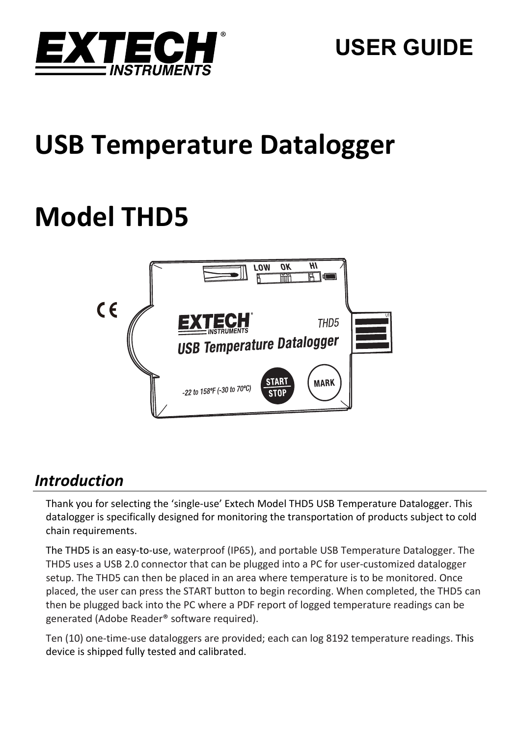EXTECH INSTRUMENTS

USER GUIDE

# USB Temperature Datalogger

# Model THD5

## *Introduction*

Thank you for selecting the 'single-use' Extech Model THD5 USB Temperature Datalogger. This datalogger is specifically designed for monitoring the transportation of products subject to cold chain requirements.

The THD5 is an easy-to-use, waterproof (IP65), and portable USB Temperature Datalogger. The THD5 uses a USB 2.0 connector that can be plugged into a PC for user-customized datalogger setup. The THD5 can then be placed in an area where temperature is to be monitored. Once placed, the user can press the START button to begin recording. When completed, the THD5 can then be plugged back into the PC where a PDF report of logged temperature readings can be generated (Adobe Reader® software required).

Ten (10) one-time-use dataloggers are provided; each can log 8192 temperature readings. This device is shipped fully tested and calibrated.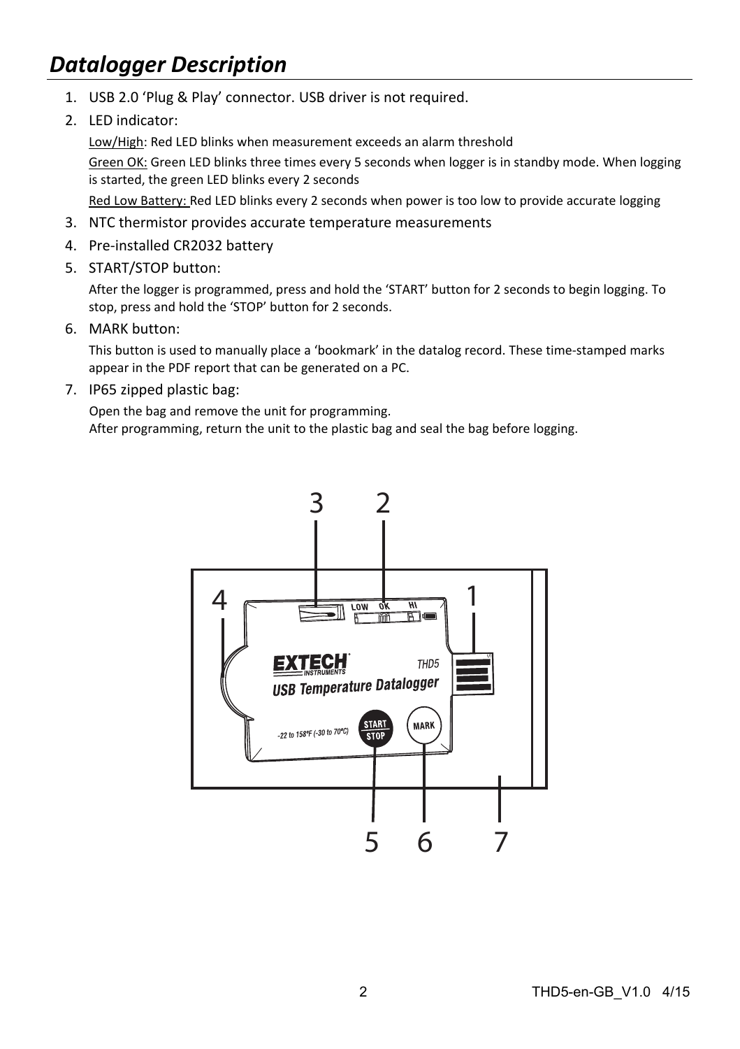## *Datalogger Description*

1. USB 2.0 ‘Plug & Play’ connector. USB driver is not required.
2. LED indicator:

   Low/High: Red LED blinks when measurement exceeds an alarm threshold

   Green OK: Green LED blinks three times every 5 seconds when logger is in standby mode. When logging is started, the green LED blinks every 2 seconds

   Red Low Battery: Red LED blinks every 2 seconds when power is too low to provide accurate logging
3. NTC thermistor provides accurate temperature measurements
4. Pre-installed CR2032 battery
5. START/STOP button:

   After the logger is programmed, press and hold the ‘START’ button for 2 seconds to begin logging. To stop, press and hold the ‘STOP’ button for 2 seconds.
6. MARK button:

   This button is used to manually place a ‘bookmark’ in the datalog record. These time-stamped marks appear in the PDF report that can be generated on a PC.
7. IP65 zipped plastic bag:

   Open the bag and remove the unit for programming.
   After programming, return the unit to the plastic bag and seal the bag before logging.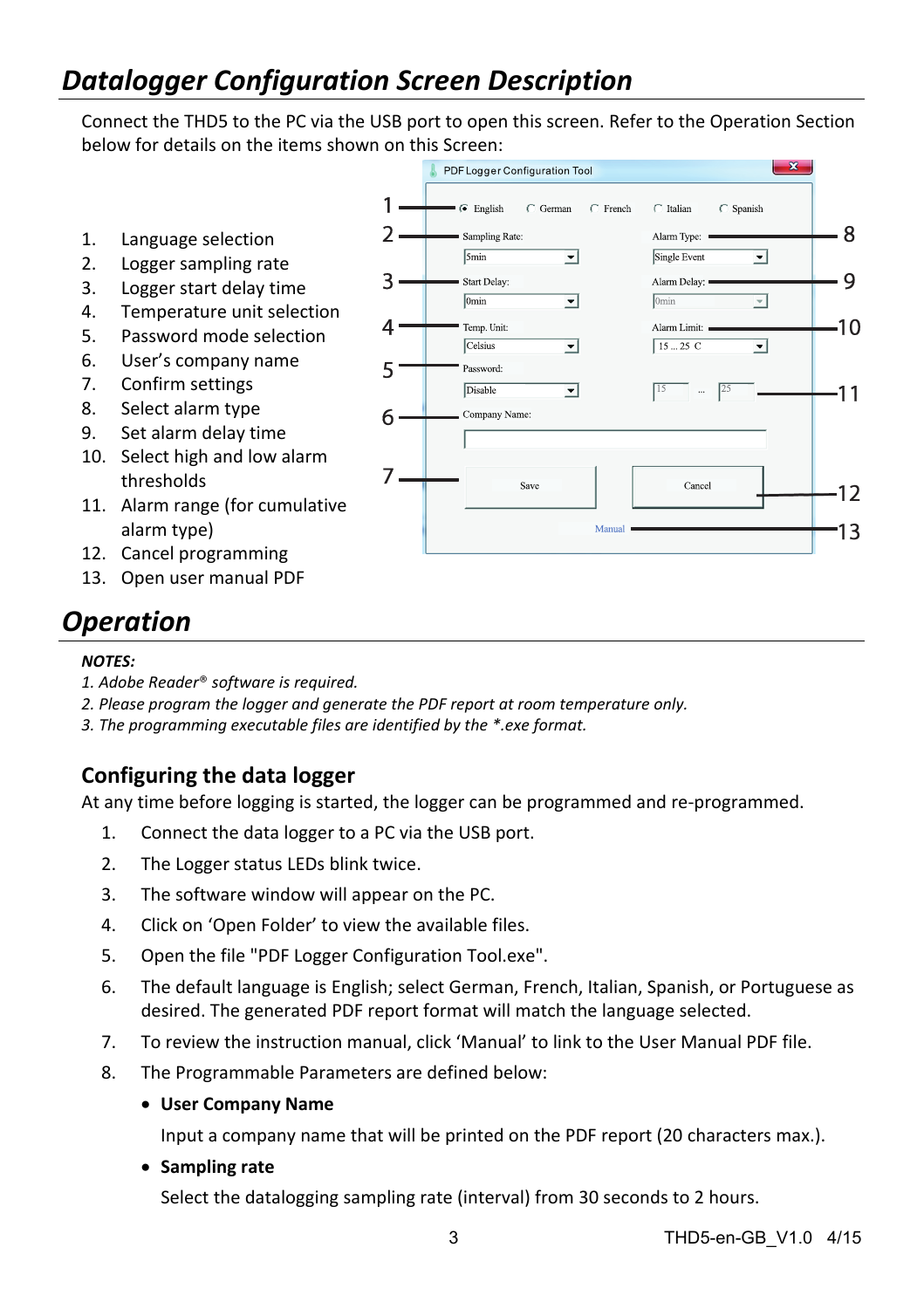## *Datalogger Configuration Screen Description*

Connect the THD5 to the PC via the USB port to open this screen. Refer to the Operation Section below for details on the items shown on this Screen:

1. Language selection
2. Logger sampling rate
3. Logger start delay time
4. Temperature unit selection
5. Password mode selection
6. User's company name
7. Confirm settings
8. Select alarm type
9. Set alarm delay time
10. Select high and low alarm thresholds
11. Alarm range (for cumulative alarm type)
12. Cancel programming
13. Open user manual PDF

## *Operation*

***NOTES:***

*1. Adobe Reader® software is required.*

*2. Please program the logger and generate the PDF report at room temperature only.*

*3. The programming executable files are identified by the *.exe format.*

### Configuring the data logger

At any time before logging is started, the logger can be programmed and re-programmed.

1. Connect the data logger to a PC via the USB port.
2. The Logger status LEDs blink twice.
3. The software window will appear on the PC.
4. Click on 'Open Folder' to view the available files.
5. Open the file "PDF Logger Configuration Tool.exe".
6. The default language is English; select German, French, Italian, Spanish, or Portuguese as desired. The generated PDF report format will match the language selected.
7. To review the instruction manual, click 'Manual' to link to the User Manual PDF file.
8. The Programmable Parameters are defined below:
   - **User Company Name**

     Input a company name that will be printed on the PDF report (20 characters max.).
   - **Sampling rate**

     Select the datalogging sampling rate (interval) from 30 seconds to 2 hours.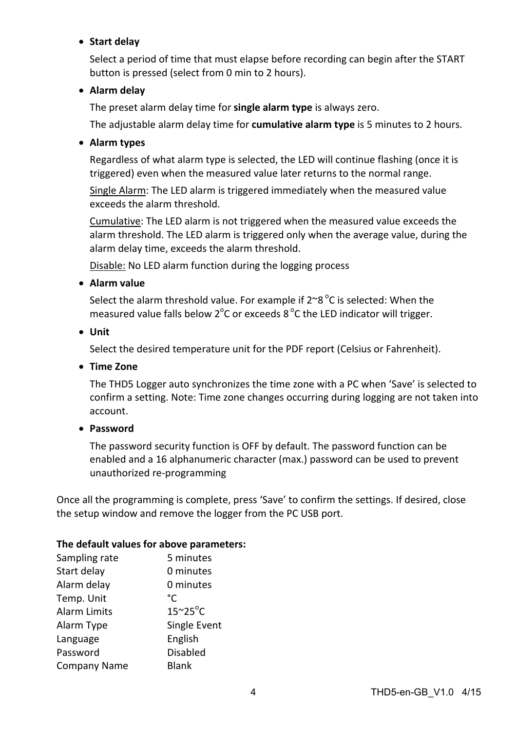- **Start delay**

  Select a period of time that must elapse before recording can begin after the START button is pressed (select from 0 min to 2 hours).

- **Alarm delay**

  The preset alarm delay time for **single alarm type** is always zero.

  The adjustable alarm delay time for **cumulative alarm type** is 5 minutes to 2 hours.

- **Alarm types**

  Regardless of what alarm type is selected, the LED will continue flashing (once it is triggered) even when the measured value later returns to the normal range.

  Single Alarm: The LED alarm is triggered immediately when the measured value exceeds the alarm threshold.

  Cumulative: The LED alarm is not triggered when the measured value exceeds the alarm threshold. The LED alarm is triggered only when the average value, during the alarm delay time, exceeds the alarm threshold.

  Disable: No LED alarm function during the logging process

- **Alarm value**

  Select the alarm threshold value. For example if 2~8 °C is selected: When the measured value falls below 2°C or exceeds 8 °C the LED indicator will trigger.

- **Unit**

  Select the desired temperature unit for the PDF report (Celsius or Fahrenheit).

- **Time Zone**

  The THD5 Logger auto synchronizes the time zone with a PC when 'Save' is selected to confirm a setting. Note: Time zone changes occurring during logging are not taken into account.

- **Password**

  The password security function is OFF by default. The password function can be enabled and a 16 alphanumeric character (max.) password can be used to prevent unauthorized re-programming

Once all the programming is complete, press 'Save' to confirm the settings. If desired, close the setup window and remove the logger from the PC USB port.

**The default values for above parameters:**

| | |
|---|---|
| Sampling rate | 5 minutes |
| Start delay | 0 minutes |
| Alarm delay | 0 minutes |
| Temp. Unit | °C |
| Alarm Limits | 15~25°C |
| Alarm Type | Single Event |
| Language | English |
| Password | Disabled |
| Company Name | Blank |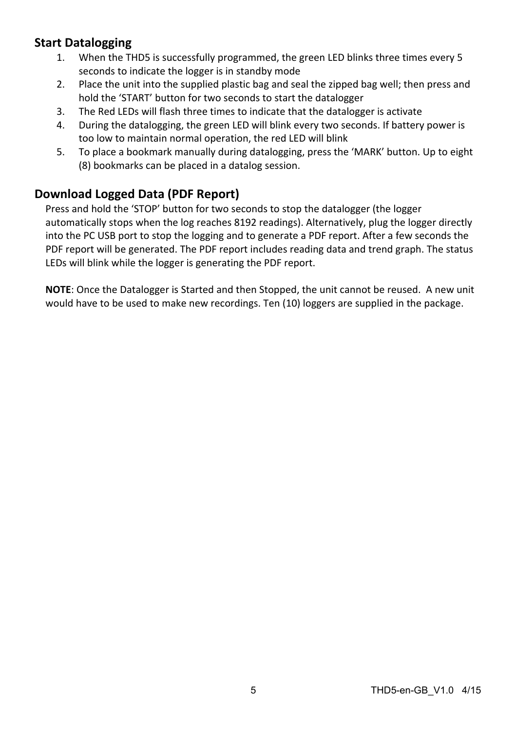## Start Datalogging

1. When the THD5 is successfully programmed, the green LED blinks three times every 5 seconds to indicate the logger is in standby mode
2. Place the unit into the supplied plastic bag and seal the zipped bag well; then press and hold the 'START' button for two seconds to start the datalogger
3. The Red LEDs will flash three times to indicate that the datalogger is activate
4. During the datalogging, the green LED will blink every two seconds. If battery power is too low to maintain normal operation, the red LED will blink
5. To place a bookmark manually during datalogging, press the 'MARK' button. Up to eight (8) bookmarks can be placed in a datalog session.

## Download Logged Data (PDF Report)

Press and hold the 'STOP' button for two seconds to stop the datalogger (the logger automatically stops when the log reaches 8192 readings). Alternatively, plug the logger directly into the PC USB port to stop the logging and to generate a PDF report. After a few seconds the PDF report will be generated. The PDF report includes reading data and trend graph. The status LEDs will blink while the logger is generating the PDF report.

**NOTE**: Once the Datalogger is Started and then Stopped, the unit cannot be reused. A new unit would have to be used to make new recordings. Ten (10) loggers are supplied in the package.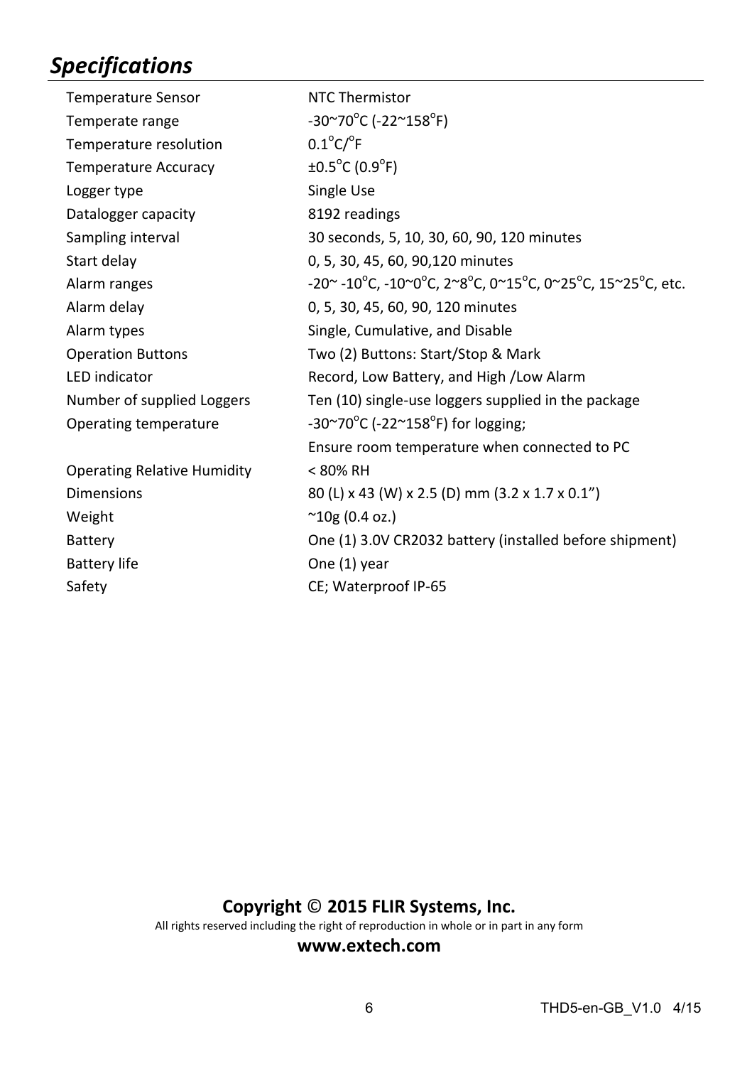# *Specifications*

| | |
|---|---|
| Temperature Sensor | NTC Thermistor |
| Temperate range | -30~70°C (-22~158°F) |
| Temperature resolution | 0.1°C/°F |
| Temperature Accuracy | ±0.5°C (0.9°F) |
| Logger type | Single Use |
| Datalogger capacity | 8192 readings |
| Sampling interval | 30 seconds, 5, 10, 30, 60, 90, 120 minutes |
| Start delay | 0, 5, 30, 45, 60, 90,120 minutes |
| Alarm ranges | -20~ -10°C, -10~0°C, 2~8°C, 0~15°C, 0~25°C, 15~25°C, etc. |
| Alarm delay | 0, 5, 30, 45, 60, 90, 120 minutes |
| Alarm types | Single, Cumulative, and Disable |
| Operation Buttons | Two (2) Buttons: Start/Stop & Mark |
| LED indicator | Record, Low Battery, and High /Low Alarm |
| Number of supplied Loggers | Ten (10) single-use loggers supplied in the package |
| Operating temperature | -30~70°C (-22~158°F) for logging; Ensure room temperature when connected to PC |
| Operating Relative Humidity | < 80% RH |
| Dimensions | 80 (L) x 43 (W) x 2.5 (D) mm (3.2 x 1.7 x 0.1") |
| Weight | ~10g (0.4 oz.) |
| Battery | One (1) 3.0V CR2032 battery (installed before shipment) |
| Battery life | One (1) year |
| Safety | CE; Waterproof IP-65 |

**Copyright © 2015 FLIR Systems, Inc.**

All rights reserved including the right of reproduction in whole or in part in any form

**www.extech.com**

THD5-en-GB_V1.0 4/15